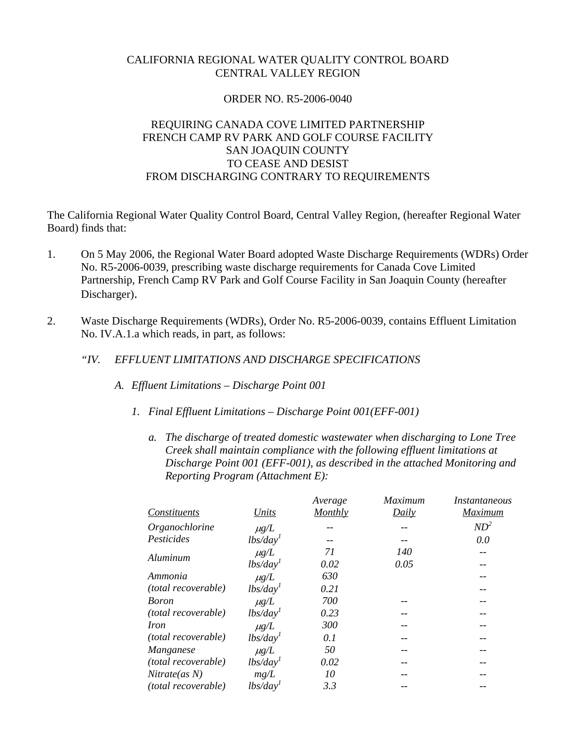CALIFORNIA REGIONAL WATER QUALITY CONTROL BOARD
CENTRAL VALLEY REGION

ORDER NO. R5-2006-0040

REQUIRING CANADA COVE LIMITED PARTNERSHIP
FRENCH CAMP RV PARK AND GOLF COURSE FACILITY
SAN JOAQUIN COUNTY
TO CEASE AND DESIST
FROM DISCHARGING CONTRARY TO REQUIREMENTS

The California Regional Water Quality Control Board, Central Valley Region, (hereafter Regional Water Board) finds that:

1. On 5 May 2006, the Regional Water Board adopted Waste Discharge Requirements (WDRs) Order No. R5-2006-0039, prescribing waste discharge requirements for Canada Cove Limited Partnership, French Camp RV Park and Golf Course Facility in San Joaquin County (hereafter Discharger).

2. Waste Discharge Requirements (WDRs), Order No. R5-2006-0039, contains Effluent Limitation No. IV.A.1.a which reads, in part, as follows:

*"IV. EFFLUENT LIMITATIONS AND DISCHARGE SPECIFICATIONS*

*A. Effluent Limitations – Discharge Point 001*

*1. Final Effluent Limitations – Discharge Point 001(EFF-001)*

*a. The discharge of treated domestic wastewater when discharging to Lone Tree Creek shall maintain compliance with the following effluent limitations at Discharge Point 001 (EFF-001), as described in the attached Monitoring and Reporting Program (Attachment E):*

| *Constituents* | *Units* | *Average Monthly* | *Maximum Daily* | *Instantaneous Maximum* |
|---|---|---|---|---|
| *Organochlorine* | *μg/L* | -- | -- | *ND*[2] |
| *Pesticides* | *lbs/day*[1] | -- | -- | *0.0* |
| *Aluminum* | *μg/L* | *71* | *140* | -- |
| | *lbs/day*[1] | *0.02* | *0.05* | -- |
| *Ammonia* | *μg/L* | *630* | | -- |
| *(total recoverable)* | *lbs/day*[1] | *0.21* | | -- |
| *Boron* | *μg/L* | *700* | -- | -- |
| *(total recoverable)* | *lbs/day*[1] | *0.23* | -- | -- |
| *Iron* | *μg/L* | *300* | -- | -- |
| *(total recoverable)* | *lbs/day*[1] | *0.1* | -- | -- |
| *Manganese* | *μg/L* | *50* | -- | -- |
| *(total recoverable)* | *lbs/day*[1] | *0.02* | -- | -- |
| *Nitrate(as N)* | *mg/L* | *10* | -- | -- |
| *(total recoverable)* | *lbs/day*[1] | *3.3* | -- | -- |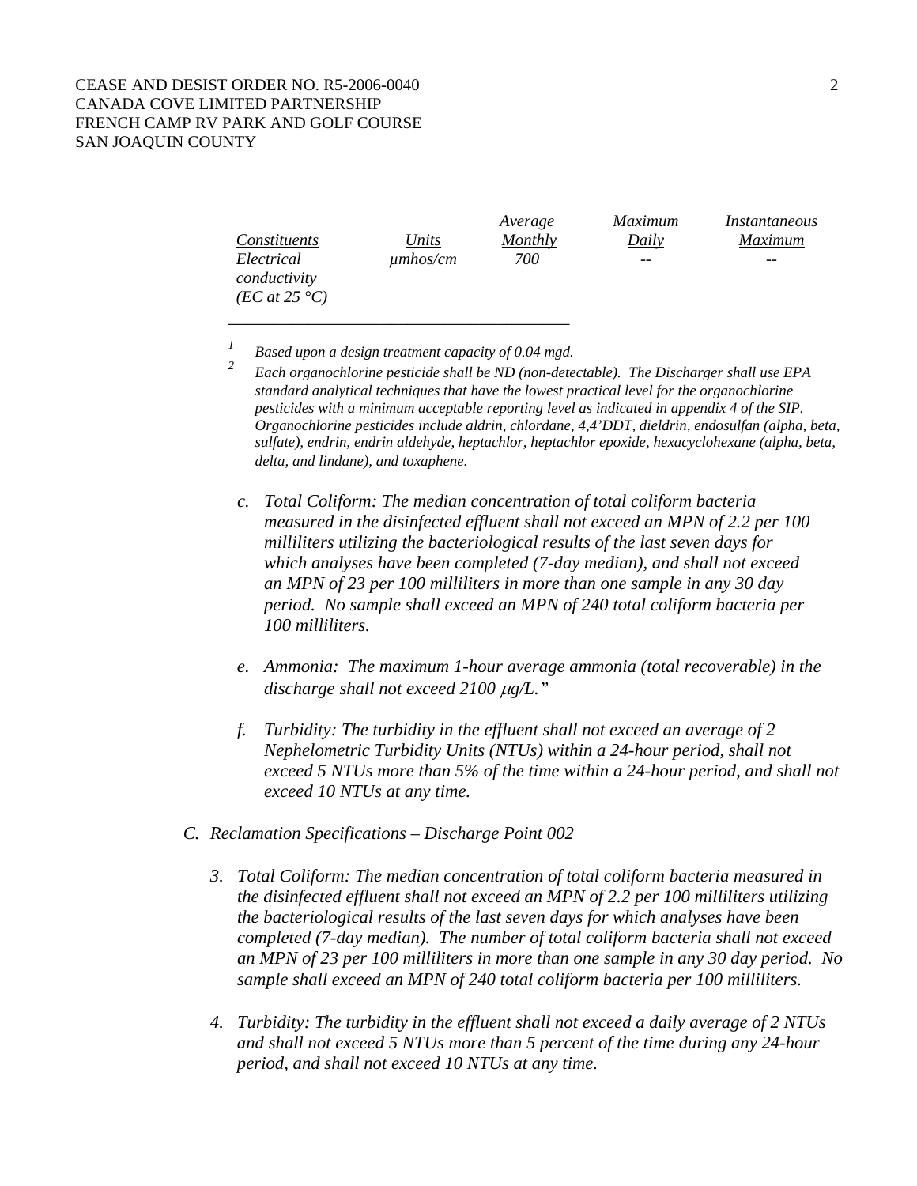| *Constituents* | *Units* | *Average Monthly* | *Maximum Daily* | *Instantaneous Maximum* |
|---|---|---|---|---|
| *Electrical conductivity (EC at 25 °C)* | *µmhos/cm* | *700* | *--* | *--* |

---

*[1] Based upon a design treatment capacity of 0.04 mgd.*

*[2] Each organochlorine pesticide shall be ND (non-detectable). The Discharger shall use EPA standard analytical techniques that have the lowest practical level for the organochlorine pesticides with a minimum acceptable reporting level as indicated in appendix 4 of the SIP. Organochlorine pesticides include aldrin, chlordane, 4,4'DDT, dieldrin, endosulfan (alpha, beta, sulfate), endrin, endrin aldehyde, heptachlor, heptachlor epoxide, hexacyclohexane (alpha, beta, delta, and lindane), and toxaphene.*

c. *Total Coliform: The median concentration of total coliform bacteria measured in the disinfected effluent shall not exceed an MPN of 2.2 per 100 milliliters utilizing the bacteriological results of the last seven days for which analyses have been completed (7-day median), and shall not exceed an MPN of 23 per 100 milliliters in more than one sample in any 30 day period. No sample shall exceed an MPN of 240 total coliform bacteria per 100 milliliters.*

e. *Ammonia: The maximum 1-hour average ammonia (total recoverable) in the discharge shall not exceed 2100 µg/L."*

f. *Turbidity: The turbidity in the effluent shall not exceed an average of 2 Nephelometric Turbidity Units (NTUs) within a 24-hour period, shall not exceed 5 NTUs more than 5% of the time within a 24-hour period, and shall not exceed 10 NTUs at any time.*

C. *Reclamation Specifications – Discharge Point 002*

3. *Total Coliform: The median concentration of total coliform bacteria measured in the disinfected effluent shall not exceed an MPN of 2.2 per 100 milliliters utilizing the bacteriological results of the last seven days for which analyses have been completed (7-day median). The number of total coliform bacteria shall not exceed an MPN of 23 per 100 milliliters in more than one sample in any 30 day period. No sample shall exceed an MPN of 240 total coliform bacteria per 100 milliliters.*

4. *Turbidity: The turbidity in the effluent shall not exceed a daily average of 2 NTUs and shall not exceed 5 NTUs more than 5 percent of the time during any 24-hour period, and shall not exceed 10 NTUs at any time.*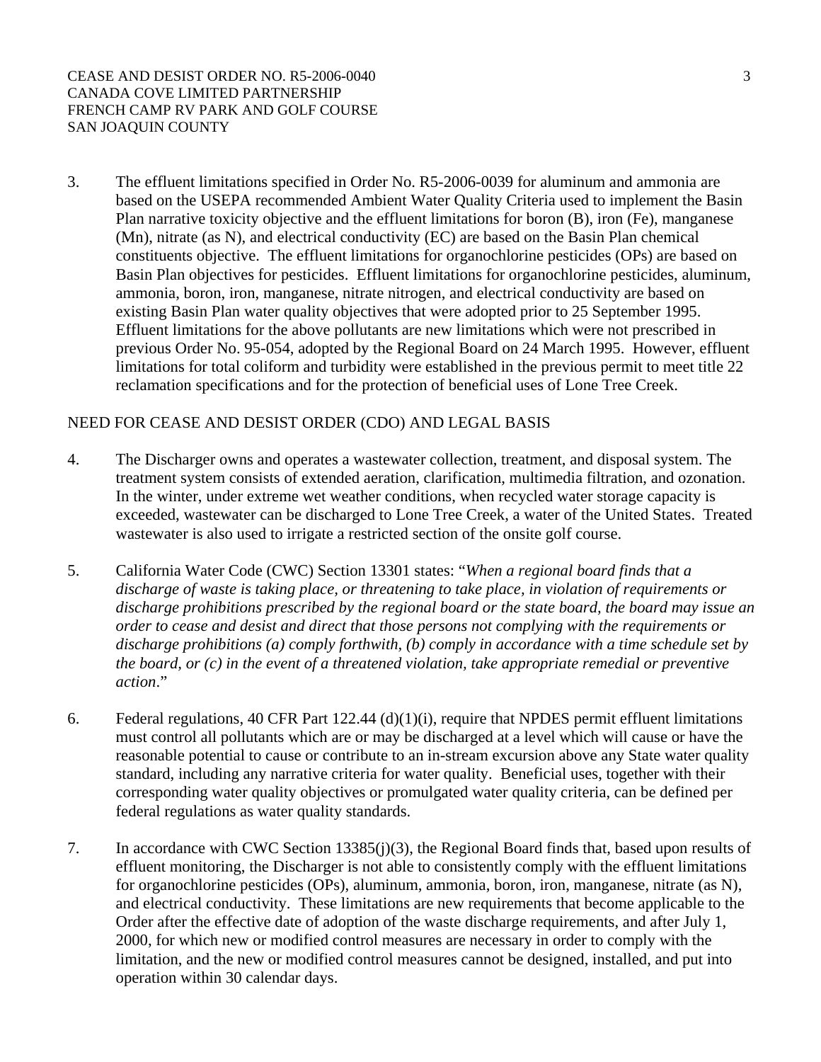3. The effluent limitations specified in Order No. R5-2006-0039 for aluminum and ammonia are based on the USEPA recommended Ambient Water Quality Criteria used to implement the Basin Plan narrative toxicity objective and the effluent limitations for boron (B), iron (Fe), manganese (Mn), nitrate (as N), and electrical conductivity (EC) are based on the Basin Plan chemical constituents objective. The effluent limitations for organochlorine pesticides (OPs) are based on Basin Plan objectives for pesticides. Effluent limitations for organochlorine pesticides, aluminum, ammonia, boron, iron, manganese, nitrate nitrogen, and electrical conductivity are based on existing Basin Plan water quality objectives that were adopted prior to 25 September 1995. Effluent limitations for the above pollutants are new limitations which were not prescribed in previous Order No. 95-054, adopted by the Regional Board on 24 March 1995. However, effluent limitations for total coliform and turbidity were established in the previous permit to meet title 22 reclamation specifications and for the protection of beneficial uses of Lone Tree Creek.

## NEED FOR CEASE AND DESIST ORDER (CDO) AND LEGAL BASIS

4. The Discharger owns and operates a wastewater collection, treatment, and disposal system. The treatment system consists of extended aeration, clarification, multimedia filtration, and ozonation. In the winter, under extreme wet weather conditions, when recycled water storage capacity is exceeded, wastewater can be discharged to Lone Tree Creek, a water of the United States. Treated wastewater is also used to irrigate a restricted section of the onsite golf course.

5. California Water Code (CWC) Section 13301 states: "*When a regional board finds that a discharge of waste is taking place, or threatening to take place, in violation of requirements or discharge prohibitions prescribed by the regional board or the state board, the board may issue an order to cease and desist and direct that those persons not complying with the requirements or discharge prohibitions (a) comply forthwith, (b) comply in accordance with a time schedule set by the board, or (c) in the event of a threatened violation, take appropriate remedial or preventive action*."

6. Federal regulations, 40 CFR Part 122.44 (d)(1)(i), require that NPDES permit effluent limitations must control all pollutants which are or may be discharged at a level which will cause or have the reasonable potential to cause or contribute to an in-stream excursion above any State water quality standard, including any narrative criteria for water quality. Beneficial uses, together with their corresponding water quality objectives or promulgated water quality criteria, can be defined per federal regulations as water quality standards.

7. In accordance with CWC Section 13385(j)(3), the Regional Board finds that, based upon results of effluent monitoring, the Discharger is not able to consistently comply with the effluent limitations for organochlorine pesticides (OPs), aluminum, ammonia, boron, iron, manganese, nitrate (as N), and electrical conductivity. These limitations are new requirements that become applicable to the Order after the effective date of adoption of the waste discharge requirements, and after July 1, 2000, for which new or modified control measures are necessary in order to comply with the limitation, and the new or modified control measures cannot be designed, installed, and put into operation within 30 calendar days.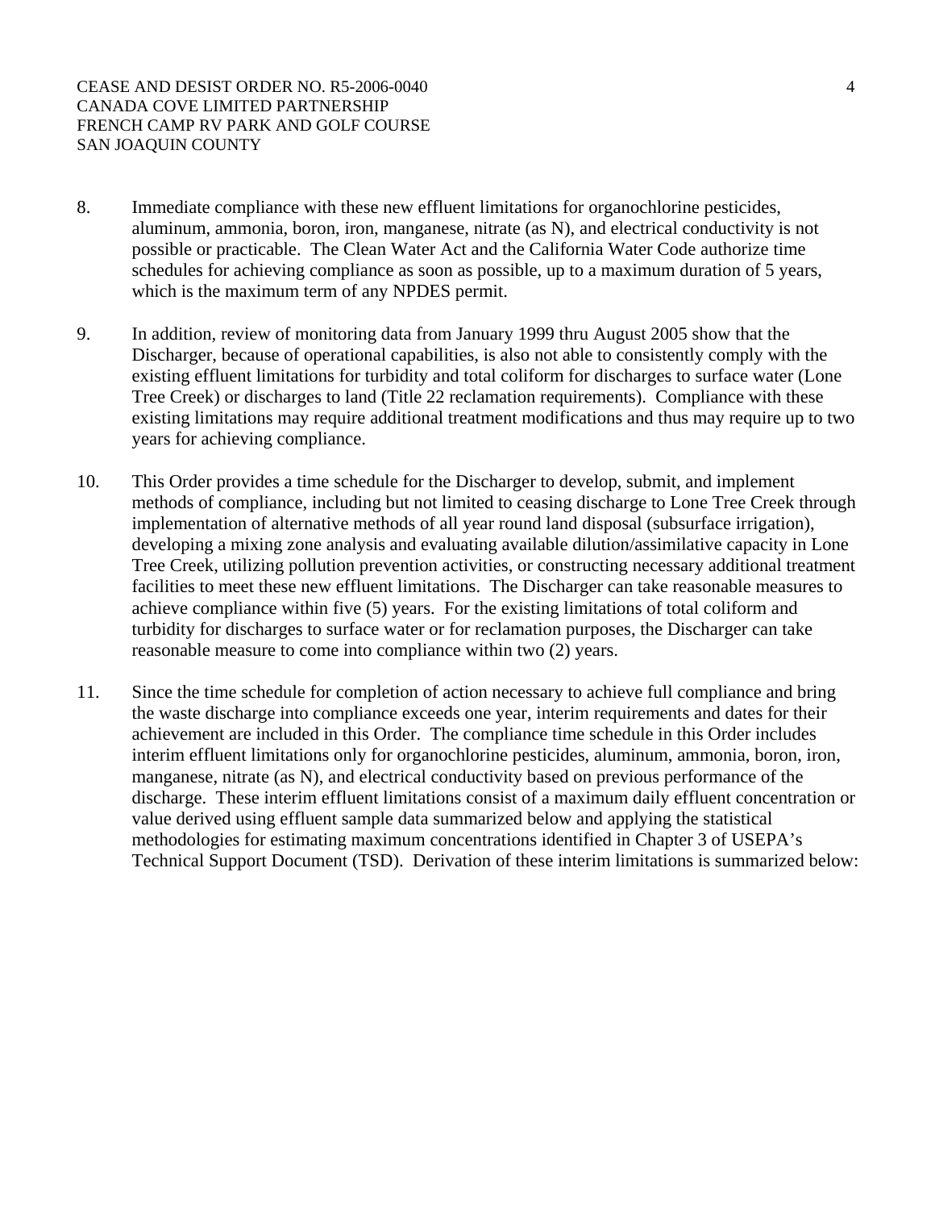8. Immediate compliance with these new effluent limitations for organochlorine pesticides, aluminum, ammonia, boron, iron, manganese, nitrate (as N), and electrical conductivity is not possible or practicable. The Clean Water Act and the California Water Code authorize time schedules for achieving compliance as soon as possible, up to a maximum duration of 5 years, which is the maximum term of any NPDES permit.

9. In addition, review of monitoring data from January 1999 thru August 2005 show that the Discharger, because of operational capabilities, is also not able to consistently comply with the existing effluent limitations for turbidity and total coliform for discharges to surface water (Lone Tree Creek) or discharges to land (Title 22 reclamation requirements). Compliance with these existing limitations may require additional treatment modifications and thus may require up to two years for achieving compliance.

10. This Order provides a time schedule for the Discharger to develop, submit, and implement methods of compliance, including but not limited to ceasing discharge to Lone Tree Creek through implementation of alternative methods of all year round land disposal (subsurface irrigation), developing a mixing zone analysis and evaluating available dilution/assimilative capacity in Lone Tree Creek, utilizing pollution prevention activities, or constructing necessary additional treatment facilities to meet these new effluent limitations. The Discharger can take reasonable measures to achieve compliance within five (5) years. For the existing limitations of total coliform and turbidity for discharges to surface water or for reclamation purposes, the Discharger can take reasonable measure to come into compliance within two (2) years.

11. Since the time schedule for completion of action necessary to achieve full compliance and bring the waste discharge into compliance exceeds one year, interim requirements and dates for their achievement are included in this Order. The compliance time schedule in this Order includes interim effluent limitations only for organochlorine pesticides, aluminum, ammonia, boron, iron, manganese, nitrate (as N), and electrical conductivity based on previous performance of the discharge. These interim effluent limitations consist of a maximum daily effluent concentration or value derived using effluent sample data summarized below and applying the statistical methodologies for estimating maximum concentrations identified in Chapter 3 of USEPA's Technical Support Document (TSD). Derivation of these interim limitations is summarized below: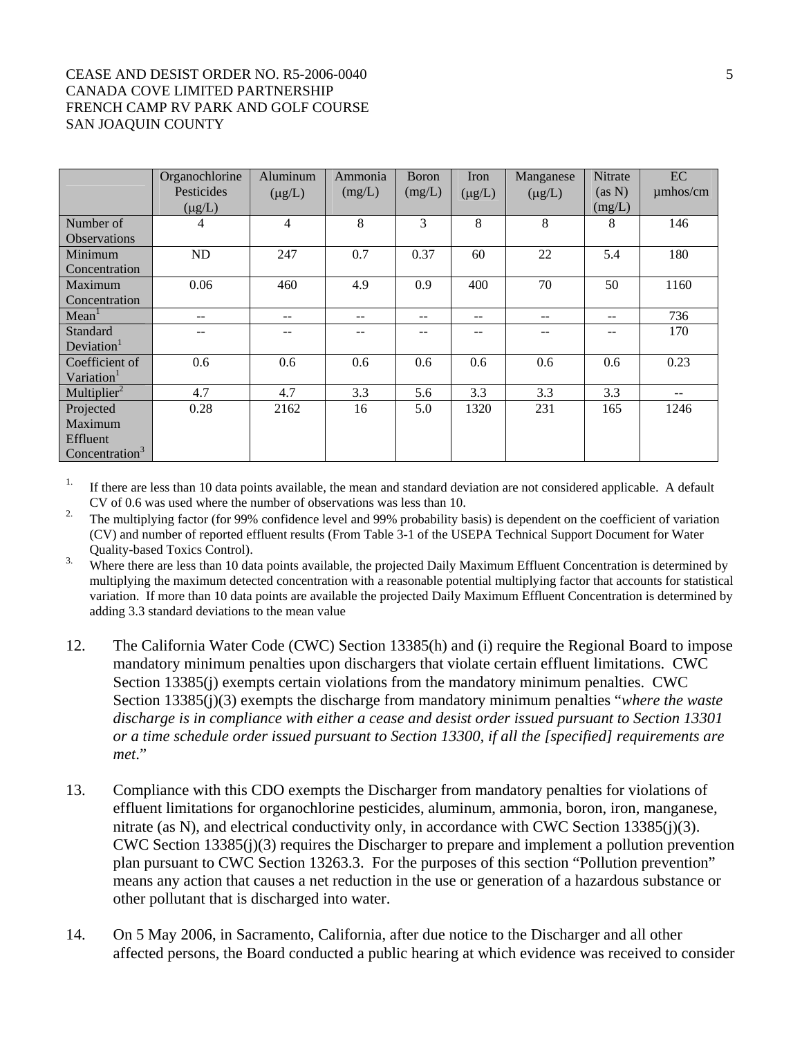| | Organochlorine Pesticides (μg/L) | Aluminum (μg/L) | Ammonia (mg/L) | Boron (mg/L) | Iron (μg/L) | Manganese (μg/L) | Nitrate (as N) (mg/L) | EC μmhos/cm |
|---|---|---|---|---|---|---|---|---|
| Number of Observations | 4 | 4 | 8 | 3 | 8 | 8 | 8 | 146 |
| Minimum Concentration | ND | 247 | 0.7 | 0.37 | 60 | 22 | 5.4 | 180 |
| Maximum Concentration | 0.06 | 460 | 4.9 | 0.9 | 400 | 70 | 50 | 1160 |
| Mean[1] | -- | -- | -- | -- | -- | -- | -- | 736 |
| Standard Deviation[1] | -- | -- | -- | -- | -- | -- | -- | 170 |
| Coefficient of Variation[1] | 0.6 | 0.6 | 0.6 | 0.6 | 0.6 | 0.6 | 0.6 | 0.23 |
| Multiplier[2] | 4.7 | 4.7 | 3.3 | 5.6 | 3.3 | 3.3 | 3.3 | -- |
| Projected Maximum Effluent Concentration[3] | 0.28 | 2162 | 16 | 5.0 | 1320 | 231 | 165 | 1246 |

1. If there are less than 10 data points available, the mean and standard deviation are not considered applicable. A default CV of 0.6 was used where the number of observations was less than 10.
2. The multiplying factor (for 99% confidence level and 99% probability basis) is dependent on the coefficient of variation (CV) and number of reported effluent results (From Table 3-1 of the USEPA Technical Support Document for Water Quality-based Toxics Control).
3. Where there are less than 10 data points available, the projected Daily Maximum Effluent Concentration is determined by multiplying the maximum detected concentration with a reasonable potential multiplying factor that accounts for statistical variation. If more than 10 data points are available the projected Daily Maximum Effluent Concentration is determined by adding 3.3 standard deviations to the mean value

12. The California Water Code (CWC) Section 13385(h) and (i) require the Regional Board to impose mandatory minimum penalties upon dischargers that violate certain effluent limitations. CWC Section 13385(j) exempts certain violations from the mandatory minimum penalties. CWC Section 13385(j)(3) exempts the discharge from mandatory minimum penalties "*where the waste discharge is in compliance with either a cease and desist order issued pursuant to Section 13301 or a time schedule order issued pursuant to Section 13300, if all the [specified] requirements are met*."

13. Compliance with this CDO exempts the Discharger from mandatory penalties for violations of effluent limitations for organochlorine pesticides, aluminum, ammonia, boron, iron, manganese, nitrate (as N), and electrical conductivity only, in accordance with CWC Section 13385(j)(3). CWC Section 13385(j)(3) requires the Discharger to prepare and implement a pollution prevention plan pursuant to CWC Section 13263.3. For the purposes of this section "Pollution prevention" means any action that causes a net reduction in the use or generation of a hazardous substance or other pollutant that is discharged into water.

14. On 5 May 2006, in Sacramento, California, after due notice to the Discharger and all other affected persons, the Board conducted a public hearing at which evidence was received to consider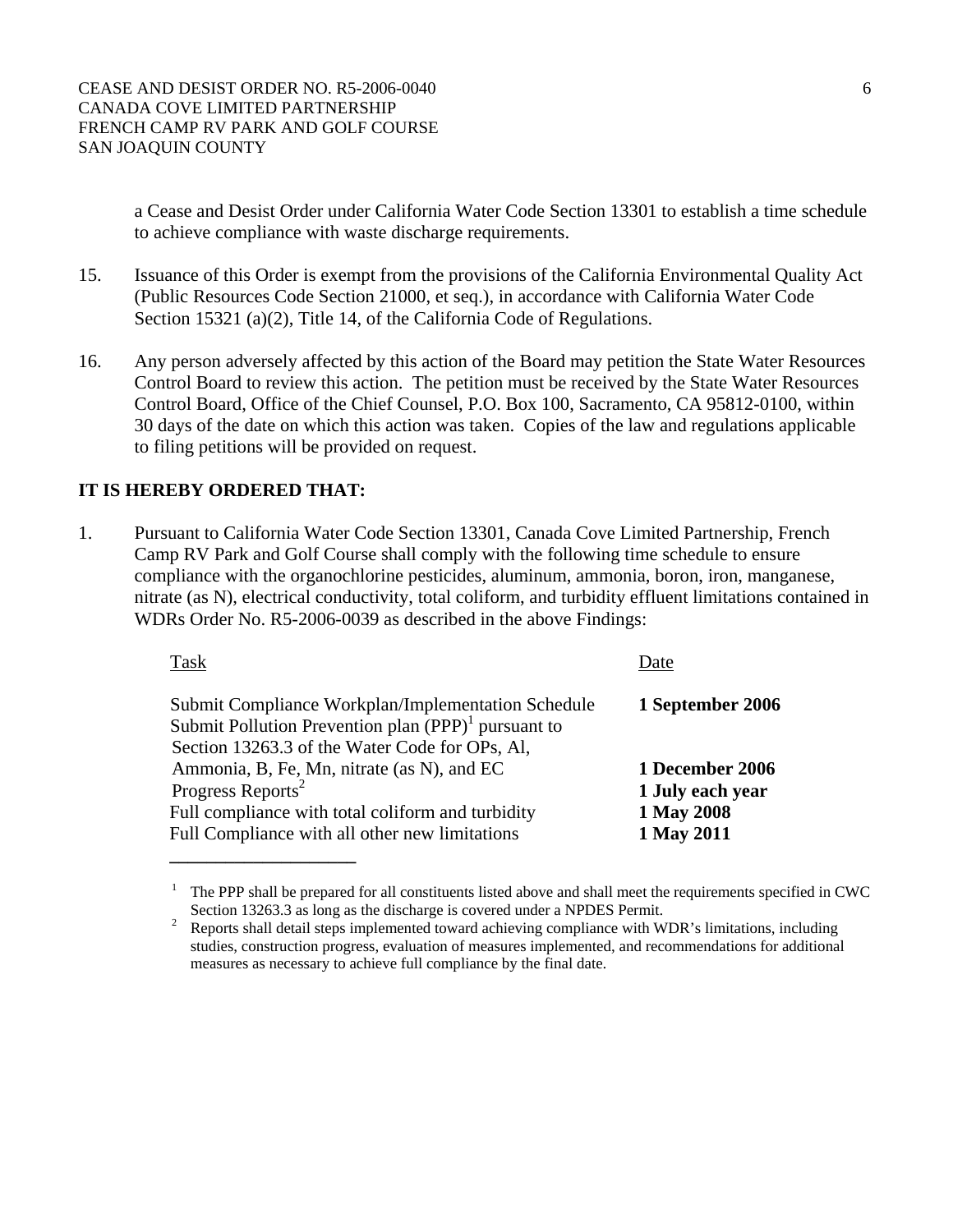a Cease and Desist Order under California Water Code Section 13301 to establish a time schedule to achieve compliance with waste discharge requirements.

15. Issuance of this Order is exempt from the provisions of the California Environmental Quality Act (Public Resources Code Section 21000, et seq.), in accordance with California Water Code Section 15321 (a)(2), Title 14, of the California Code of Regulations.

16. Any person adversely affected by this action of the Board may petition the State Water Resources Control Board to review this action. The petition must be received by the State Water Resources Control Board, Office of the Chief Counsel, P.O. Box 100, Sacramento, CA 95812-0100, within 30 days of the date on which this action was taken. Copies of the law and regulations applicable to filing petitions will be provided on request.

**IT IS HEREBY ORDERED THAT:**

1. Pursuant to California Water Code Section 13301, Canada Cove Limited Partnership, French Camp RV Park and Golf Course shall comply with the following time schedule to ensure compliance with the organochlorine pesticides, aluminum, ammonia, boron, iron, manganese, nitrate (as N), electrical conductivity, total coliform, and turbidity effluent limitations contained in WDRs Order No. R5-2006-0039 as described in the above Findings:

| Task | Date |
|---|---|
| Submit Compliance Workplan/Implementation Schedule | **1 September 2006** |
| Submit Pollution Prevention plan (PPP)[1] pursuant to Section 13263.3 of the Water Code for OPs, Al, Ammonia, B, Fe, Mn, nitrate (as N), and EC | **1 December 2006** |
| Progress Reports[2] | **1 July each year** |
| Full compliance with total coliform and turbidity | **1 May 2008** |
| Full Compliance with all other new limitations | **1 May 2011** |

[1] The PPP shall be prepared for all constituents listed above and shall meet the requirements specified in CWC Section 13263.3 as long as the discharge is covered under a NPDES Permit.

[2] Reports shall detail steps implemented toward achieving compliance with WDR's limitations, including studies, construction progress, evaluation of measures implemented, and recommendations for additional measures as necessary to achieve full compliance by the final date.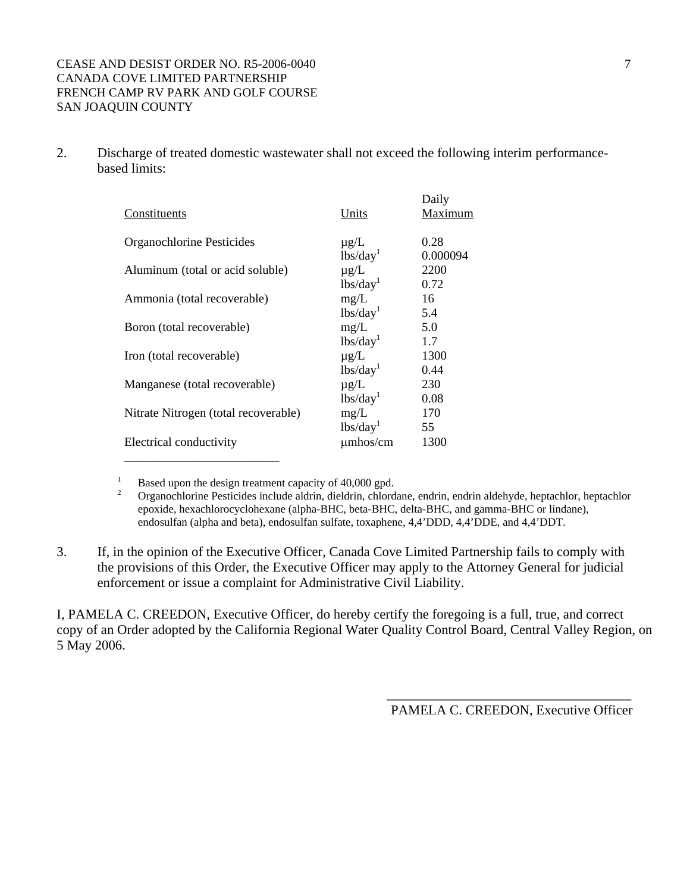2. Discharge of treated domestic wastewater shall not exceed the following interim performance-based limits:

| Constituents | Units | Daily Maximum |
|---|---|---|
| Organochlorine Pesticides | μg/L | 0.28 |
| | lbs/day[1] | 0.000094 |
| Aluminum (total or acid soluble) | μg/L | 2200 |
| | lbs/day[1] | 0.72 |
| Ammonia (total recoverable) | mg/L | 16 |
| | lbs/day[1] | 5.4 |
| Boron (total recoverable) | mg/L | 5.0 |
| | lbs/day[1] | 1.7 |
| Iron (total recoverable) | μg/L | 1300 |
| | lbs/day[1] | 0.44 |
| Manganese (total recoverable) | μg/L | 230 |
| | lbs/day[1] | 0.08 |
| Nitrate Nitrogen (total recoverable) | mg/L | 170 |
| | lbs/day[1] | 55 |
| Electrical conductivity | μmhos/cm | 1300 |

[1] Based upon the design treatment capacity of 40,000 gpd.

[2] Organochlorine Pesticides include aldrin, dieldrin, chlordane, endrin, endrin aldehyde, heptachlor, heptachlor epoxide, hexachlorocyclohexane (alpha-BHC, beta-BHC, delta-BHC, and gamma-BHC or lindane), endosulfan (alpha and beta), endosulfan sulfate, toxaphene, 4,4'DDD, 4,4'DDE, and 4,4'DDT.

3. If, in the opinion of the Executive Officer, Canada Cove Limited Partnership fails to comply with the provisions of this Order, the Executive Officer may apply to the Attorney General for judicial enforcement or issue a complaint for Administrative Civil Liability.

I, PAMELA C. CREEDON, Executive Officer, do hereby certify the foregoing is a full, true, and correct copy of an Order adopted by the California Regional Water Quality Control Board, Central Valley Region, on 5 May 2006.

\_\_\_\_\_\_\_\_\_\_\_\_\_\_\_\_\_\_\_\_\_\_\_\_\_\_\_\_\_\_\_\_\_\_\_\_

PAMELA C. CREEDON, Executive Officer